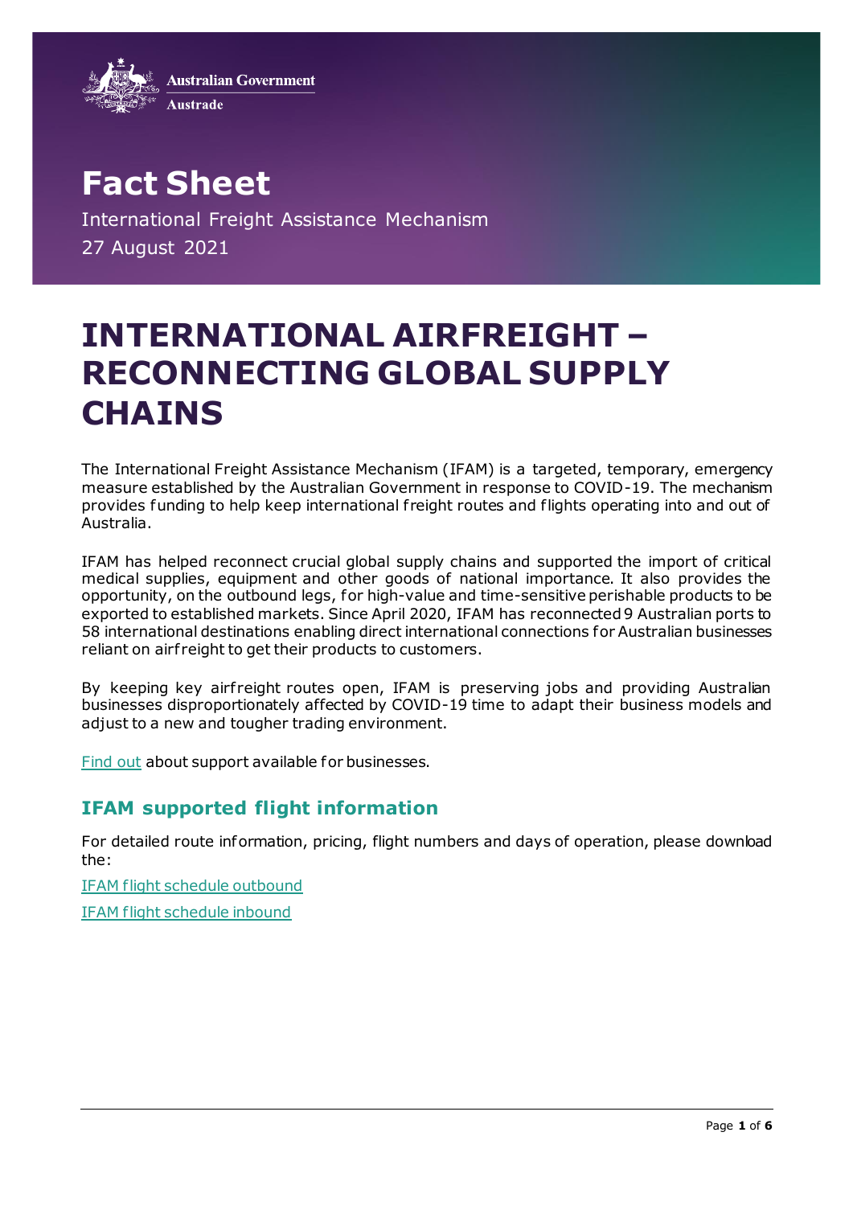Australian Government
Austrade

# Fact Sheet

International Freight Assistance Mechanism
27 August 2021

# INTERNATIONAL AIRFREIGHT – RECONNECTING GLOBAL SUPPLY CHAINS

The International Freight Assistance Mechanism (IFAM) is a targeted, temporary, emergency measure established by the Australian Government in response to COVID-19. The mechanism provides funding to help keep international freight routes and flights operating into and out of Australia.

IFAM has helped reconnect crucial global supply chains and supported the import of critical medical supplies, equipment and other goods of national importance. It also provides the opportunity, on the outbound legs, for high-value and time-sensitive perishable products to be exported to established markets. Since April 2020, IFAM has reconnected 9 Australian ports to 58 international destinations enabling direct international connections for Australian businesses reliant on airfreight to get their products to customers.

By keeping key airfreight routes open, IFAM is preserving jobs and providing Australian businesses disproportionately affected by COVID-19 time to adapt their business models and adjust to a new and tougher trading environment.

Find out about support available for businesses.

## IFAM supported flight information

For detailed route information, pricing, flight numbers and days of operation, please download the:

IFAM flight schedule outbound

IFAM flight schedule inbound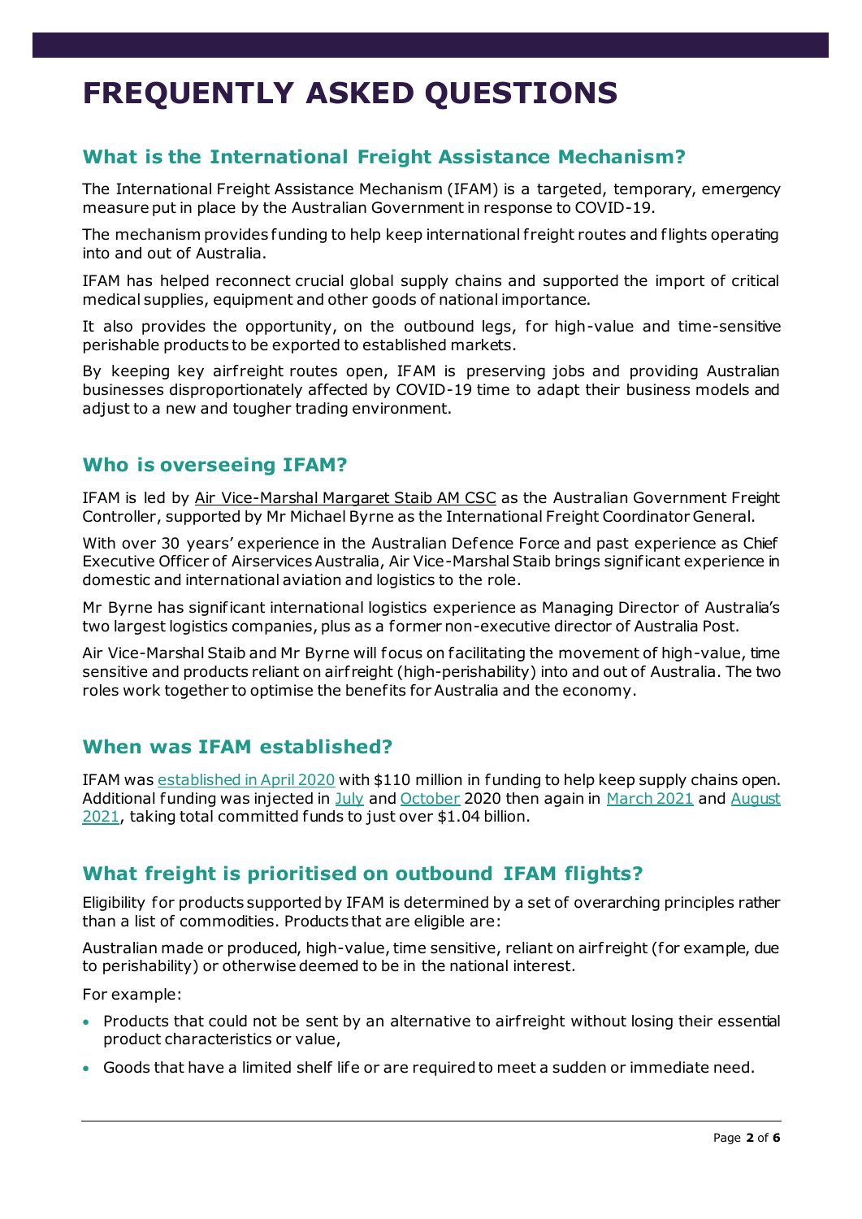# FREQUENTLY ASKED QUESTIONS

## What is the International Freight Assistance Mechanism?

The International Freight Assistance Mechanism (IFAM) is a targeted, temporary, emergency measure put in place by the Australian Government in response to COVID-19.

The mechanism provides funding to help keep international freight routes and flights operating into and out of Australia.

IFAM has helped reconnect crucial global supply chains and supported the import of critical medical supplies, equipment and other goods of national importance.

It also provides the opportunity, on the outbound legs, for high-value and time-sensitive perishable products to be exported to established markets.

By keeping key airfreight routes open, IFAM is preserving jobs and providing Australian businesses disproportionately affected by COVID-19 time to adapt their business models and adjust to a new and tougher trading environment.

## Who is overseeing IFAM?

IFAM is led by Air Vice-Marshal Margaret Staib AM CSC as the Australian Government Freight Controller, supported by Mr Michael Byrne as the International Freight Coordinator General.

With over 30 years' experience in the Australian Defence Force and past experience as Chief Executive Officer of Airservices Australia, Air Vice-Marshal Staib brings significant experience in domestic and international aviation and logistics to the role.

Mr Byrne has significant international logistics experience as Managing Director of Australia's two largest logistics companies, plus as a former non-executive director of Australia Post.

Air Vice-Marshal Staib and Mr Byrne will focus on facilitating the movement of high-value, time sensitive and products reliant on airfreight (high-perishability) into and out of Australia. The two roles work together to optimise the benefits for Australia and the economy.

## When was IFAM established?

IFAM was established in April 2020 with $110 million in funding to help keep supply chains open. Additional funding was injected in July and October 2020 then again in March 2021 and August 2021, taking total committed funds to just over $1.04 billion.

## What freight is prioritised on outbound IFAM flights?

Eligibility for products supported by IFAM is determined by a set of overarching principles rather than a list of commodities. Products that are eligible are:

Australian made or produced, high-value, time sensitive, reliant on airfreight (for example, due to perishability) or otherwise deemed to be in the national interest.

For example:

- Products that could not be sent by an alternative to airfreight without losing their essential product characteristics or value,
- Goods that have a limited shelf life or are required to meet a sudden or immediate need.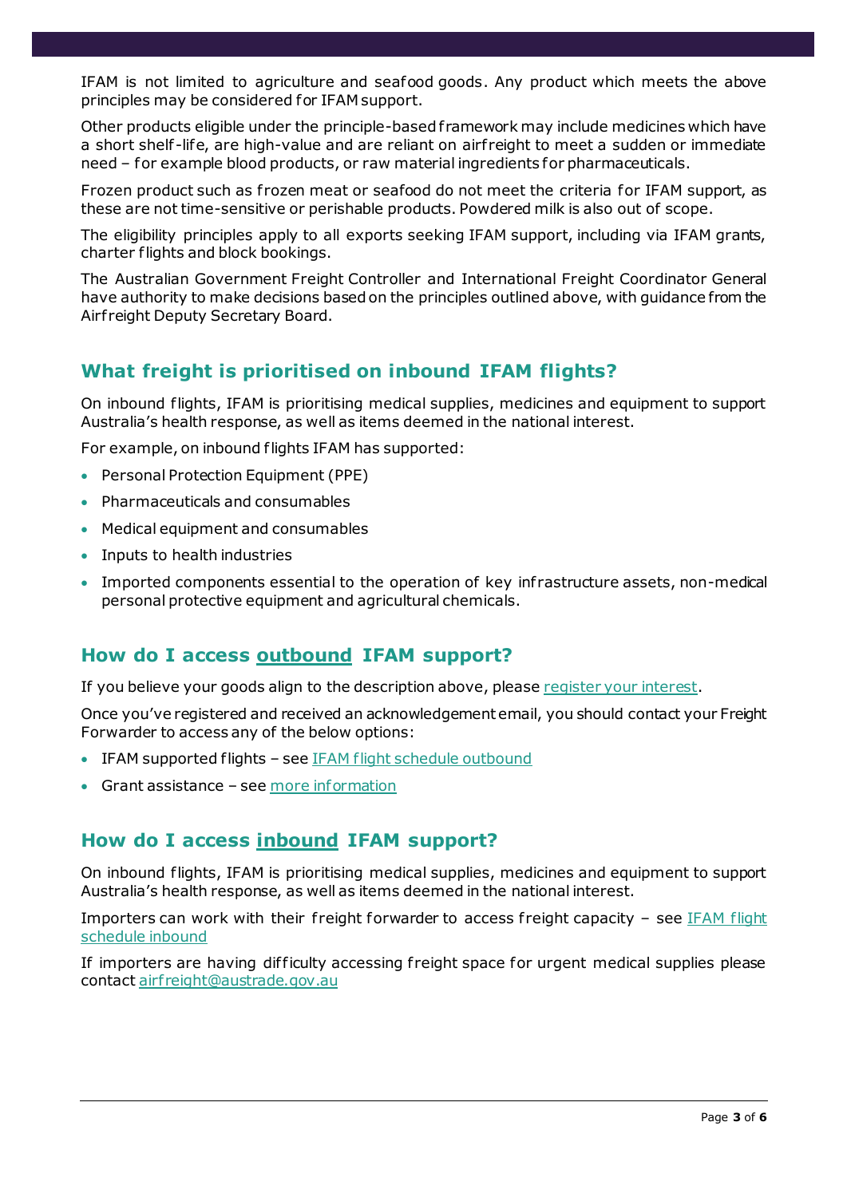IFAM is not limited to agriculture and seafood goods. Any product which meets the above principles may be considered for IFAM support.

Other products eligible under the principle-based framework may include medicines which have a short shelf-life, are high-value and are reliant on airfreight to meet a sudden or immediate need – for example blood products, or raw material ingredients for pharmaceuticals.

Frozen product such as frozen meat or seafood do not meet the criteria for IFAM support, as these are not time-sensitive or perishable products. Powdered milk is also out of scope.

The eligibility principles apply to all exports seeking IFAM support, including via IFAM grants, charter flights and block bookings.

The Australian Government Freight Controller and International Freight Coordinator General have authority to make decisions based on the principles outlined above, with guidance from the Airfreight Deputy Secretary Board.

## What freight is prioritised on inbound IFAM flights?

On inbound flights, IFAM is prioritising medical supplies, medicines and equipment to support Australia's health response, as well as items deemed in the national interest.

For example, on inbound flights IFAM has supported:

- Personal Protection Equipment (PPE)
- Pharmaceuticals and consumables
- Medical equipment and consumables
- Inputs to health industries
- Imported components essential to the operation of key infrastructure assets, non-medical personal protective equipment and agricultural chemicals.

## How do I access outbound IFAM support?

If you believe your goods align to the description above, please register your interest.

Once you've registered and received an acknowledgement email, you should contact your Freight Forwarder to access any of the below options:

- IFAM supported flights – see IFAM flight schedule outbound
- Grant assistance – see more information

## How do I access inbound IFAM support?

On inbound flights, IFAM is prioritising medical supplies, medicines and equipment to support Australia's health response, as well as items deemed in the national interest.

Importers can work with their freight forwarder to access freight capacity – see IFAM flight schedule inbound

If importers are having difficulty accessing freight space for urgent medical supplies please contact airfreight@austrade.gov.au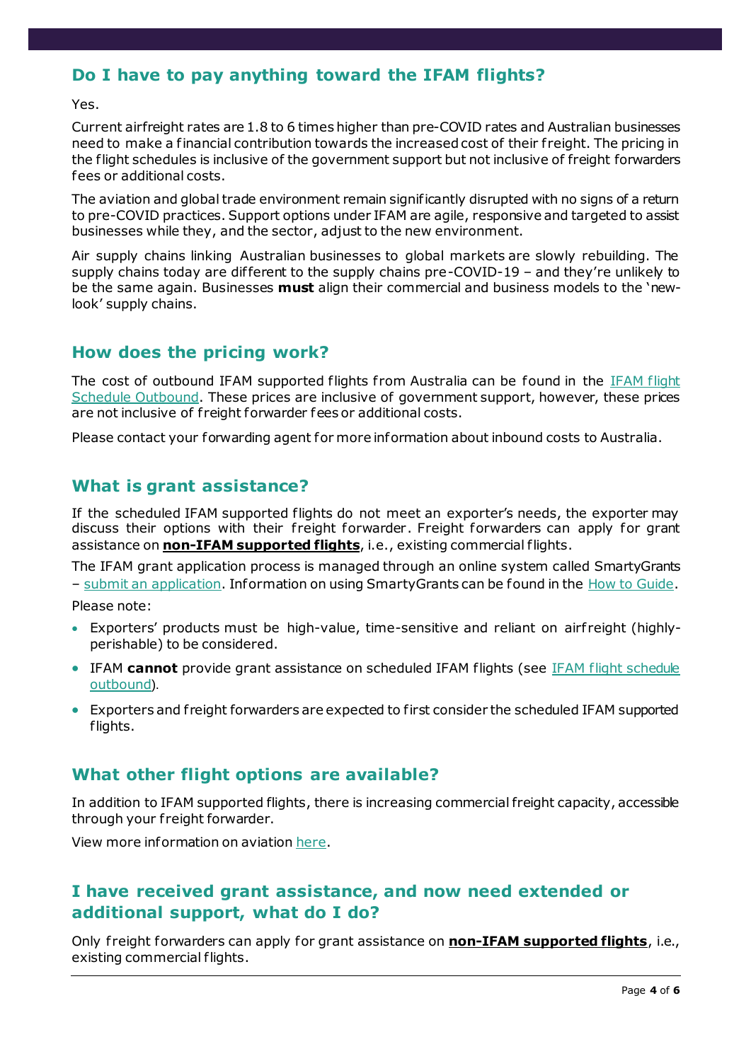## Do I have to pay anything toward the IFAM flights?

Yes.

Current airfreight rates are 1.8 to 6 times higher than pre-COVID rates and Australian businesses need to make a financial contribution towards the increased cost of their freight. The pricing in the flight schedules is inclusive of the government support but not inclusive of freight forwarders fees or additional costs.

The aviation and global trade environment remain significantly disrupted with no signs of a return to pre-COVID practices. Support options under IFAM are agile, responsive and targeted to assist businesses while they, and the sector, adjust to the new environment.

Air supply chains linking Australian businesses to global markets are slowly rebuilding. The supply chains today are different to the supply chains pre-COVID-19 – and they're unlikely to be the same again. Businesses **must** align their commercial and business models to the 'new-look' supply chains.

## How does the pricing work?

The cost of outbound IFAM supported flights from Australia can be found in the IFAM flight Schedule Outbound. These prices are inclusive of government support, however, these prices are not inclusive of freight forwarder fees or additional costs.

Please contact your forwarding agent for more information about inbound costs to Australia.

## What is grant assistance?

If the scheduled IFAM supported flights do not meet an exporter's needs, the exporter may discuss their options with their freight forwarder. Freight forwarders can apply for grant assistance on **non-IFAM supported flights**, i.e., existing commercial flights.

The IFAM grant application process is managed through an online system called SmartyGrants – submit an application. Information on using SmartyGrants can be found in the How to Guide.

Please note:

- Exporters' products must be high-value, time-sensitive and reliant on airfreight (highly-perishable) to be considered.
- IFAM **cannot** provide grant assistance on scheduled IFAM flights (see IFAM flight schedule outbound).
- Exporters and freight forwarders are expected to first consider the scheduled IFAM supported flights.

## What other flight options are available?

In addition to IFAM supported flights, there is increasing commercial freight capacity, accessible through your freight forwarder.

View more information on aviation here.

## I have received grant assistance, and now need extended or additional support, what do I do?

Only freight forwarders can apply for grant assistance on **non-IFAM supported flights**, i.e., existing commercial flights.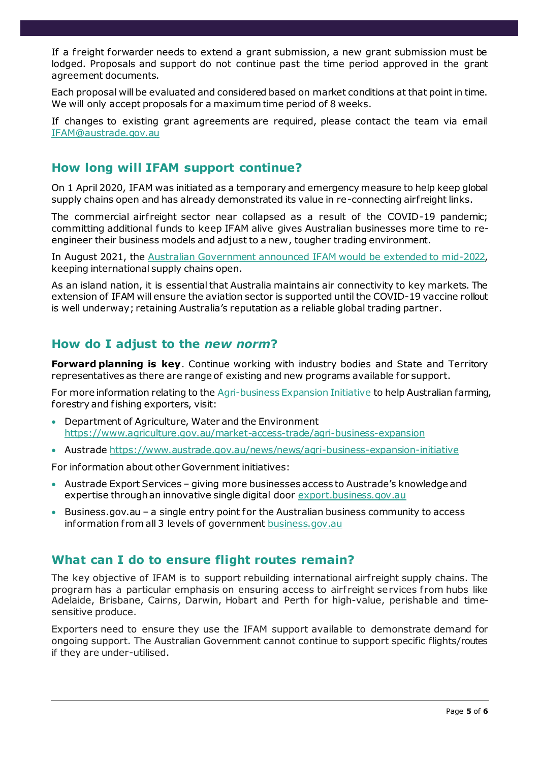If a freight forwarder needs to extend a grant submission, a new grant submission must be lodged. Proposals and support do not continue past the time period approved in the grant agreement documents.

Each proposal will be evaluated and considered based on market conditions at that point in time. We will only accept proposals for a maximum time period of 8 weeks.

If changes to existing grant agreements are required, please contact the team via email [IFAM@austrade.gov.au](mailto:IFAM@austrade.gov.au)

## How long will IFAM support continue?

On 1 April 2020, IFAM was initiated as a temporary and emergency measure to help keep global supply chains open and has already demonstrated its value in re-connecting airfreight links.

The commercial airfreight sector near collapsed as a result of the COVID-19 pandemic; committing additional funds to keep IFAM alive gives Australian businesses more time to re-engineer their business models and adjust to a new, tougher trading environment.

In August 2021, the Australian Government announced IFAM would be extended to mid-2022, keeping international supply chains open.

As an island nation, it is essential that Australia maintains air connectivity to key markets. The extension of IFAM will ensure the aviation sector is supported until the COVID-19 vaccine rollout is well underway; retaining Australia's reputation as a reliable global trading partner.

## How do I adjust to the *new norm*?

**Forward planning is key**. Continue working with industry bodies and State and Territory representatives as there are range of existing and new programs available for support.

For more information relating to the Agri-business Expansion Initiative to help Australian farming, forestry and fishing exporters, visit:

- Department of Agriculture, Water and the Environment https://www.agriculture.gov.au/market-access-trade/agri-business-expansion
- Austrade https://www.austrade.gov.au/news/news/agri-business-expansion-initiative

For information about other Government initiatives:

- Austrade Export Services – giving more businesses access to Austrade's knowledge and expertise through an innovative single digital door export.business.gov.au
- Business.gov.au – a single entry point for the Australian business community to access information from all 3 levels of government business.gov.au

## What can I do to ensure flight routes remain?

The key objective of IFAM is to support rebuilding international airfreight supply chains. The program has a particular emphasis on ensuring access to airfreight services from hubs like Adelaide, Brisbane, Cairns, Darwin, Hobart and Perth for high-value, perishable and time-sensitive produce.

Exporters need to ensure they use the IFAM support available to demonstrate demand for ongoing support. The Australian Government cannot continue to support specific flights/routes if they are under-utilised.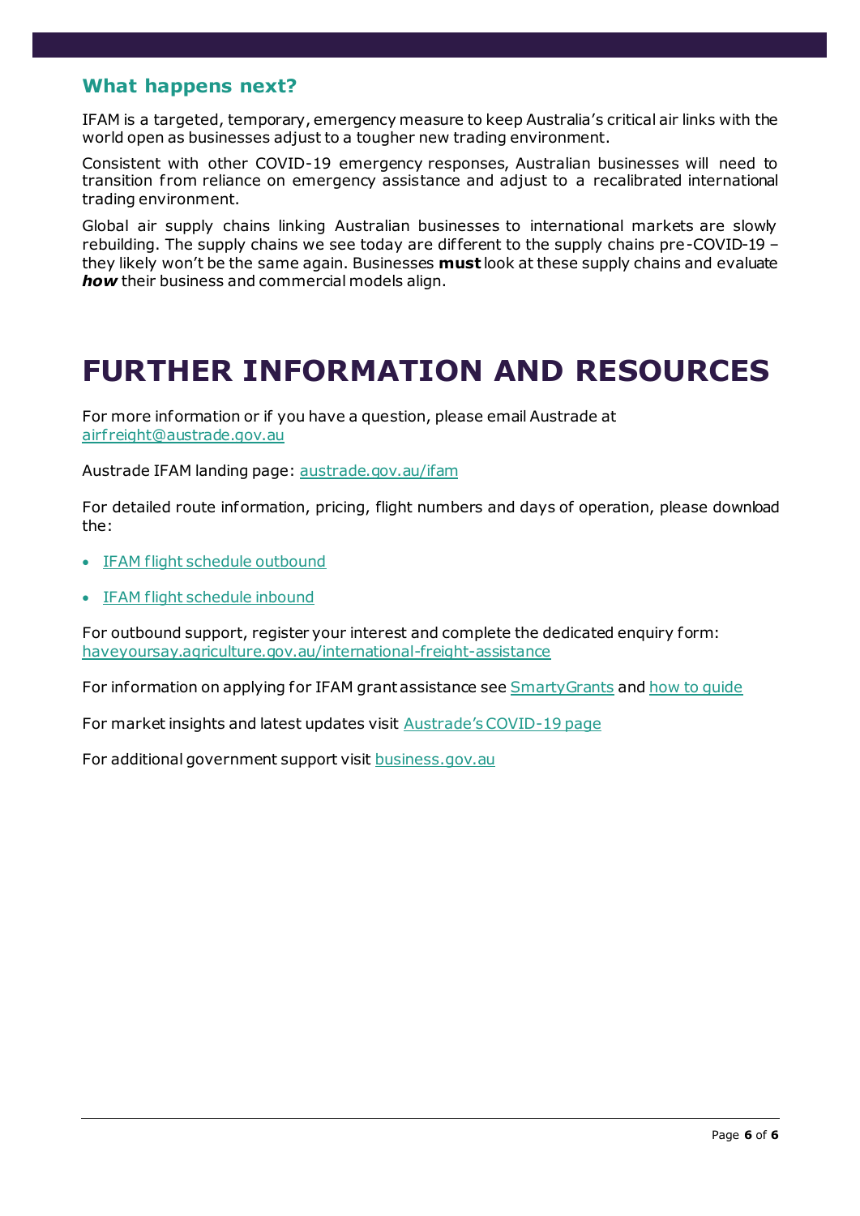## What happens next?

IFAM is a targeted, temporary, emergency measure to keep Australia's critical air links with the world open as businesses adjust to a tougher new trading environment.

Consistent with other COVID-19 emergency responses, Australian businesses will need to transition from reliance on emergency assistance and adjust to a recalibrated international trading environment.

Global air supply chains linking Australian businesses to international markets are slowly rebuilding. The supply chains we see today are different to the supply chains pre-COVID-19 – they likely won't be the same again. Businesses **must** look at these supply chains and evaluate ***how*** their business and commercial models align.

# FURTHER INFORMATION AND RESOURCES

For more information or if you have a question, please email Austrade at airfreight@austrade.gov.au

Austrade IFAM landing page: austrade.gov.au/ifam

For detailed route information, pricing, flight numbers and days of operation, please download the:

- IFAM flight schedule outbound
- IFAM flight schedule inbound

For outbound support, register your interest and complete the dedicated enquiry form: haveyoursay.agriculture.gov.au/international-freight-assistance

For information on applying for IFAM grant assistance see SmartyGrants and how to guide

For market insights and latest updates visit Austrade's COVID-19 page

For additional government support visit business.gov.au